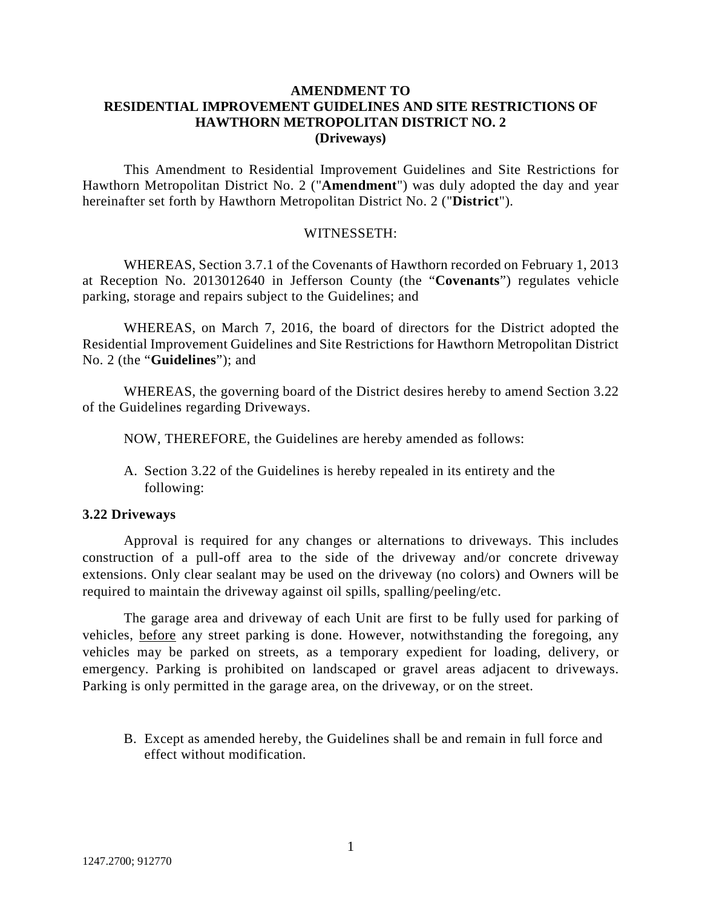**AMENDMENT TO**
**RESIDENTIAL IMPROVEMENT GUIDELINES AND SITE RESTRICTIONS OF HAWTHORN METROPOLITAN DISTRICT NO. 2**
**(Driveways)**

This Amendment to Residential Improvement Guidelines and Site Restrictions for Hawthorn Metropolitan District No. 2 ("**Amendment**") was duly adopted the day and year hereinafter set forth by Hawthorn Metropolitan District No. 2 ("**District**").

WITNESSETH:

WHEREAS, Section 3.7.1 of the Covenants of Hawthorn recorded on February 1, 2013 at Reception No. 2013012640 in Jefferson County (the "**Covenants**") regulates vehicle parking, storage and repairs subject to the Guidelines; and

WHEREAS, on March 7, 2016, the board of directors for the District adopted the Residential Improvement Guidelines and Site Restrictions for Hawthorn Metropolitan District No. 2 (the "**Guidelines**"); and

WHEREAS, the governing board of the District desires hereby to amend Section 3.22 of the Guidelines regarding Driveways.

NOW, THEREFORE, the Guidelines are hereby amended as follows:

A. Section 3.22 of the Guidelines is hereby repealed in its entirety and the following:

**3.22 Driveways**

Approval is required for any changes or alternations to driveways. This includes construction of a pull-off area to the side of the driveway and/or concrete driveway extensions. Only clear sealant may be used on the driveway (no colors) and Owners will be required to maintain the driveway against oil spills, spalling/peeling/etc.

The garage area and driveway of each Unit are first to be fully used for parking of vehicles, <u>before</u> any street parking is done. However, notwithstanding the foregoing, any vehicles may be parked on streets, as a temporary expedient for loading, delivery, or emergency. Parking is prohibited on landscaped or gravel areas adjacent to driveways. Parking is only permitted in the garage area, on the driveway, or on the street.

B. Except as amended hereby, the Guidelines shall be and remain in full force and effect without modification.

1247.2700; 912770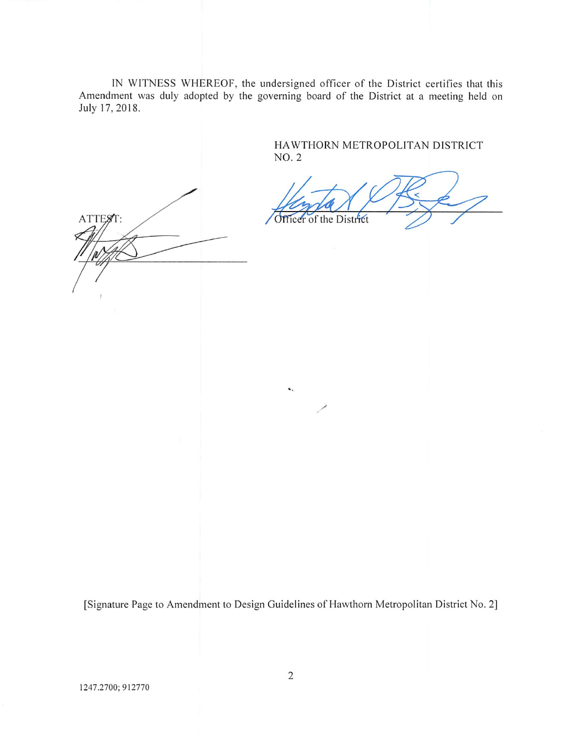IN WITNESS WHEREOF, the undersigned officer of the District certifies that this Amendment was duly adopted by the governing board of the District at a meeting held on July 17, 2018.

HAWTHORN METROPOLITAN DISTRICT NO. 2

______________________________
Officer of the District

ATTEST:

______________________________

[Signature Page to Amendment to Design Guidelines of Hawthorn Metropolitan District No. 2]

1247.2700; 912770